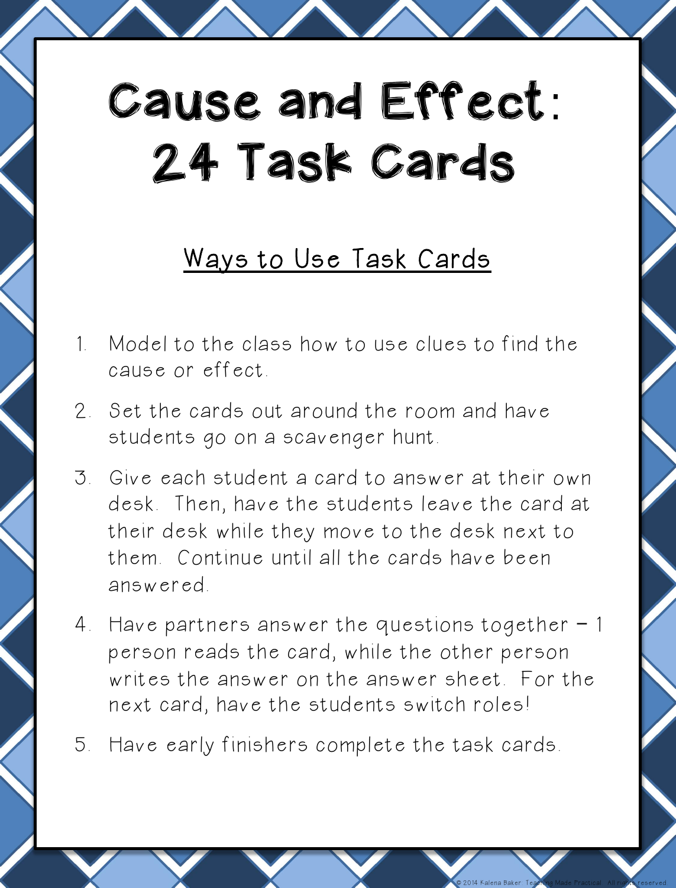# Cause and Effect: 24 Task Cards

## Ways to Use Task Cards

1. Model to the class how to use clues to find the cause or effect.
2. Set the cards out around the room and have students go on a scavenger hunt.
3. Give each student a card to answer at their own desk. Then, have the students leave the card at their desk while they move to the desk next to them. Continue until all the cards have been answered.
4. Have partners answer the questions together – 1 person reads the card, while the other person writes the answer on the answer sheet. For the next card, have the students switch roles!
5. Have early finishers complete the task cards.

© 2014 Kalena Baker Teaching Made Practical All rights reserved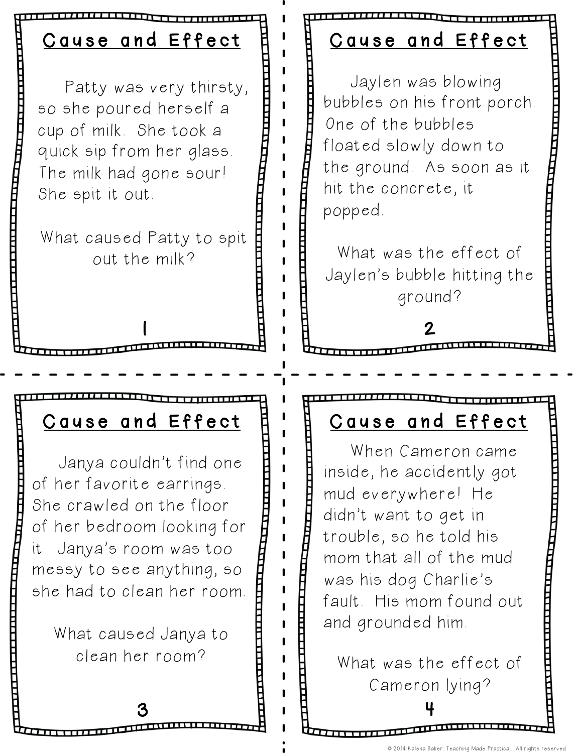## Cause and Effect

Patty was very thirsty, so she poured herself a cup of milk. She took a quick sip from her glass. The milk had gone sour! She spit it out.

What caused Patty to spit out the milk?

1

## Cause and Effect

Jaylen was blowing bubbles on his front porch. One of the bubbles floated slowly down to the ground. As soon as it hit the concrete, it popped.

What was the effect of Jaylen's bubble hitting the ground?

2

## Cause and Effect

Janya couldn't find one of her favorite earrings. She crawled on the floor of her bedroom looking for it. Janya's room was too messy to see anything, so she had to clean her room.

What caused Janya to clean her room?

3

## Cause and Effect

When Cameron came inside, he accidently got mud everywhere! He didn't want to get in trouble, so he told his mom that all of the mud was his dog Charlie's fault. His mom found out and grounded him.

What was the effect of Cameron lying?

4

© 2014 Kalena Baker: Teaching Made Practical. All rights reserved.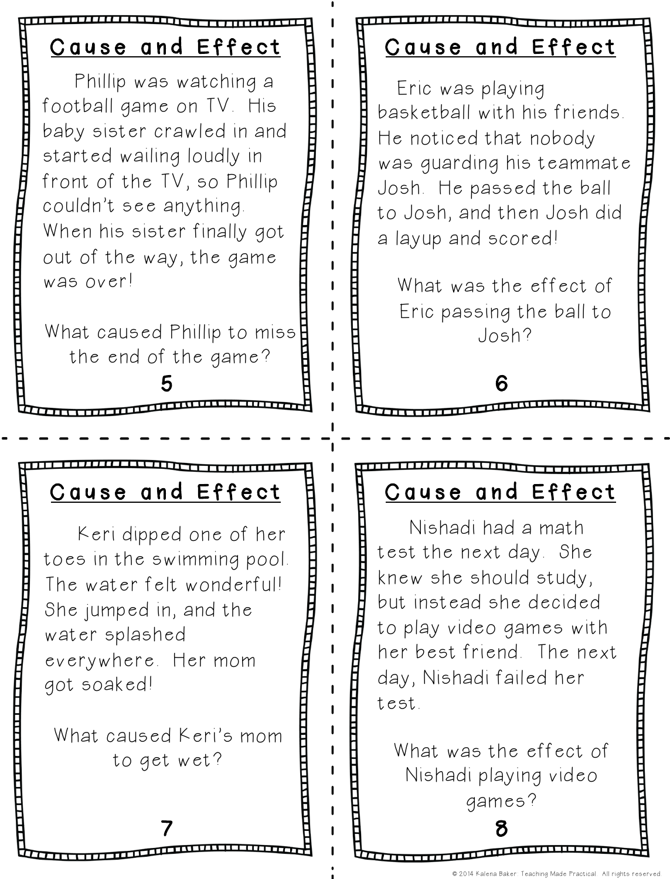## Cause and Effect

Phillip was watching a football game on TV. His baby sister crawled in and started wailing loudly in front of the TV, so Phillip couldn't see anything. When his sister finally got out of the way, the game was over!

What caused Phillip to miss the end of the game?

5

## Cause and Effect

Eric was playing basketball with his friends. He noticed that nobody was guarding his teammate Josh. He passed the ball to Josh, and then Josh did a layup and scored!

What was the effect of Eric passing the ball to Josh?

6

## Cause and Effect

Keri dipped one of her toes in the swimming pool. The water felt wonderful! She jumped in, and the water splashed everywhere. Her mom got soaked!

What caused Keri's mom to get wet?

7

## Cause and Effect

Nishadi had a math test the next day. She knew she should study, but instead she decided to play video games with her best friend. The next day, Nishadi failed her test.

What was the effect of Nishadi playing video games?

8

© 2014 Kalena Baker: Teaching Made Practical. All rights reserved.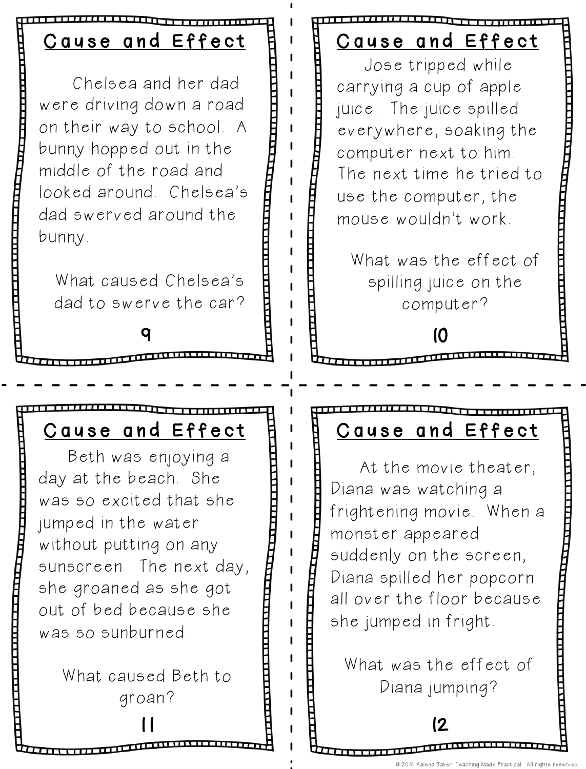## Cause and Effect

Chelsea and her dad were driving down a road on their way to school. A bunny hopped out in the middle of the road and looked around. Chelsea's dad swerved around the bunny.

What caused Chelsea's dad to swerve the car?

9

## Cause and Effect

Jose tripped while carrying a cup of apple juice. The juice spilled everywhere, soaking the computer next to him. The next time he tried to use the computer, the mouse wouldn't work.

What was the effect of spilling juice on the computer?

10

## Cause and Effect

Beth was enjoying a day at the beach. She was so excited that she jumped in the water without putting on any sunscreen. The next day, she groaned as she got out of bed because she was so sunburned.

What caused Beth to groan?

11

## Cause and Effect

At the movie theater, Diana was watching a frightening movie. When a monster appeared suddenly on the screen, Diana spilled her popcorn all over the floor because she jumped in fright.

What was the effect of Diana jumping?

12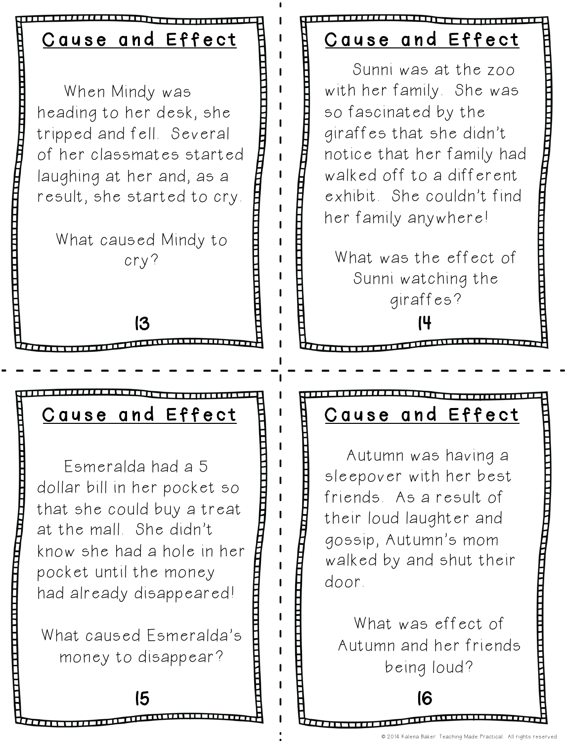## Cause and Effect

When Mindy was heading to her desk, she tripped and fell. Several of her classmates started laughing at her and, as a result, she started to cry.

What caused Mindy to cry?

13

## Cause and Effect

Sunni was at the zoo with her family. She was so fascinated by the giraffes that she didn't notice that her family had walked off to a different exhibit. She couldn't find her family anywhere!

What was the effect of Sunni watching the giraffes?

14

## Cause and Effect

Esmeralda had a 5 dollar bill in her pocket so that she could buy a treat at the mall. She didn't know she had a hole in her pocket until the money had already disappeared!

What caused Esmeralda's money to disappear?

15

## Cause and Effect

Autumn was having a sleepover with her best friends. As a result of their loud laughter and gossip, Autumn's mom walked by and shut their door.

What was effect of Autumn and her friends being loud?

16

© 2014 Kalena Baker: Teaching Made Practical. All rights reserved.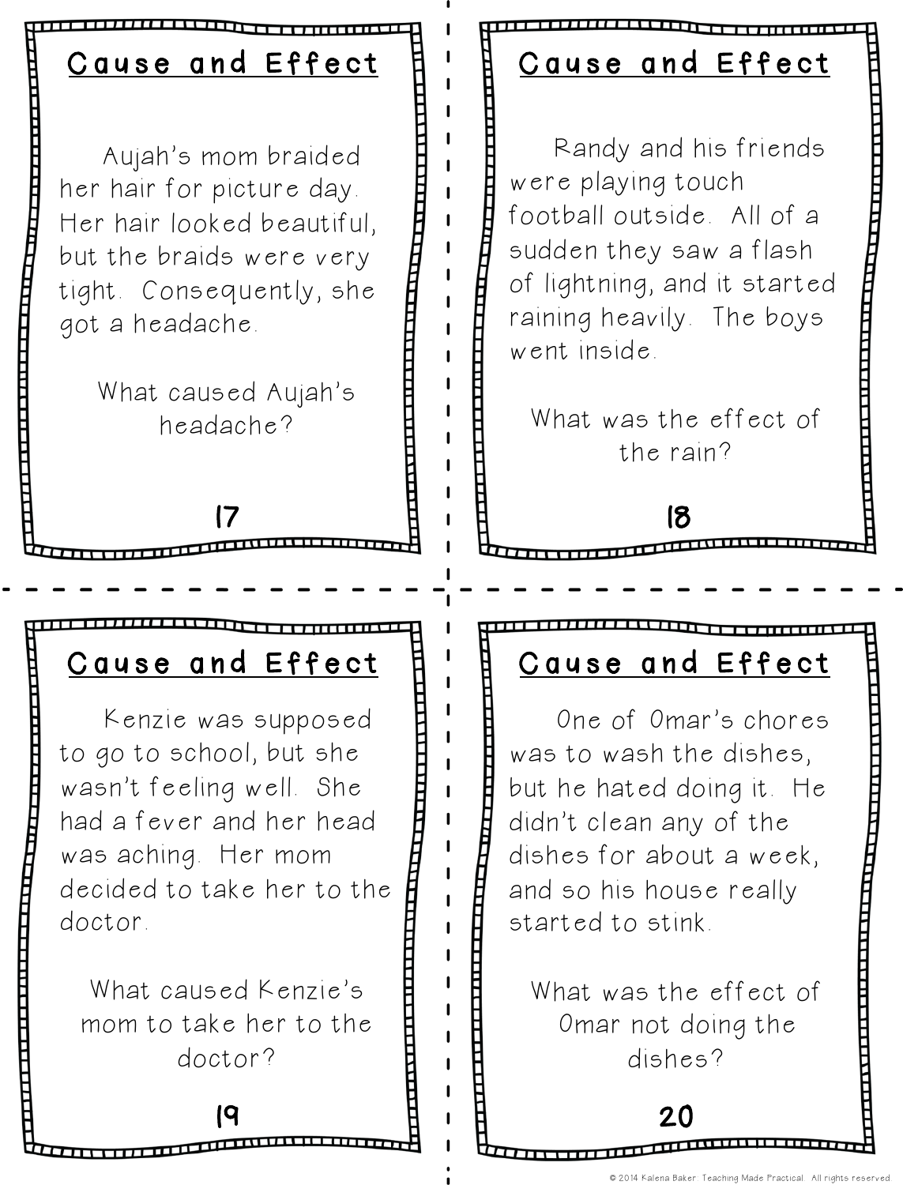## Cause and Effect

Aujah's mom braided her hair for picture day. Her hair looked beautiful, but the braids were very tight. Consequently, she got a headache.

What caused Aujah's headache?

17

## Cause and Effect

Randy and his friends were playing touch football outside. All of a sudden they saw a flash of lightning, and it started raining heavily. The boys went inside.

What was the effect of the rain?

18

## Cause and Effect

Kenzie was supposed to go to school, but she wasn't feeling well. She had a fever and her head was aching. Her mom decided to take her to the doctor.

What caused Kenzie's mom to take her to the doctor?

19

## Cause and Effect

One of Omar's chores was to wash the dishes, but he hated doing it. He didn't clean any of the dishes for about a week, and so his house really started to stink.

What was the effect of Omar not doing the dishes?

20

© 2014 Kalena Baker: Teaching Made Practical. All rights reserved.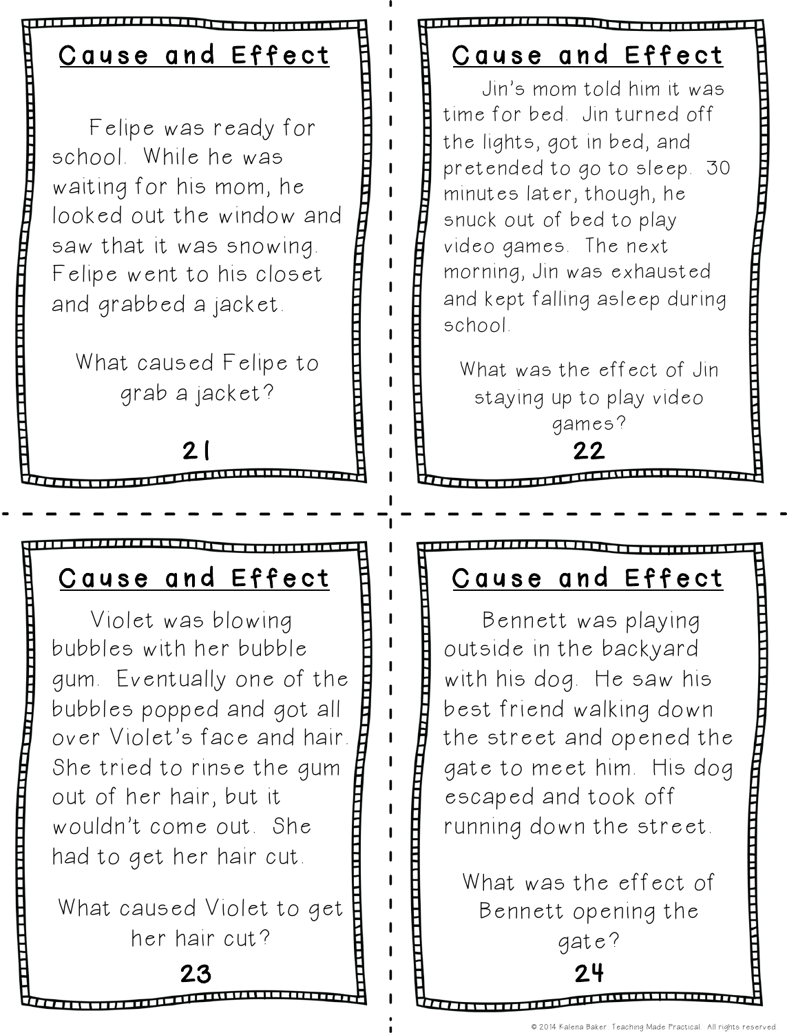## Cause and Effect

Felipe was ready for school. While he was waiting for his mom, he looked out the window and saw that it was snowing. Felipe went to his closet and grabbed a jacket.

What caused Felipe to grab a jacket?

**21**

## Cause and Effect

Jin's mom told him it was time for bed. Jin turned off the lights, got in bed, and pretended to go to sleep. 30 minutes later, though, he snuck out of bed to play video games. The next morning, Jin was exhausted and kept falling asleep during school.

What was the effect of Jin staying up to play video games?

**22**

## Cause and Effect

Violet was blowing bubbles with her bubble gum. Eventually one of the bubbles popped and got all over Violet's face and hair. She tried to rinse the gum out of her hair, but it wouldn't come out. She had to get her hair cut.

What caused Violet to get her hair cut?

**23**

## Cause and Effect

Bennett was playing outside in the backyard with his dog. He saw his best friend walking down the street and opened the gate to meet him. His dog escaped and took off running down the street.

What was the effect of Bennett opening the gate?

**24**

© 2014 Kalena Baker: Teaching Made Practical. All rights reserved.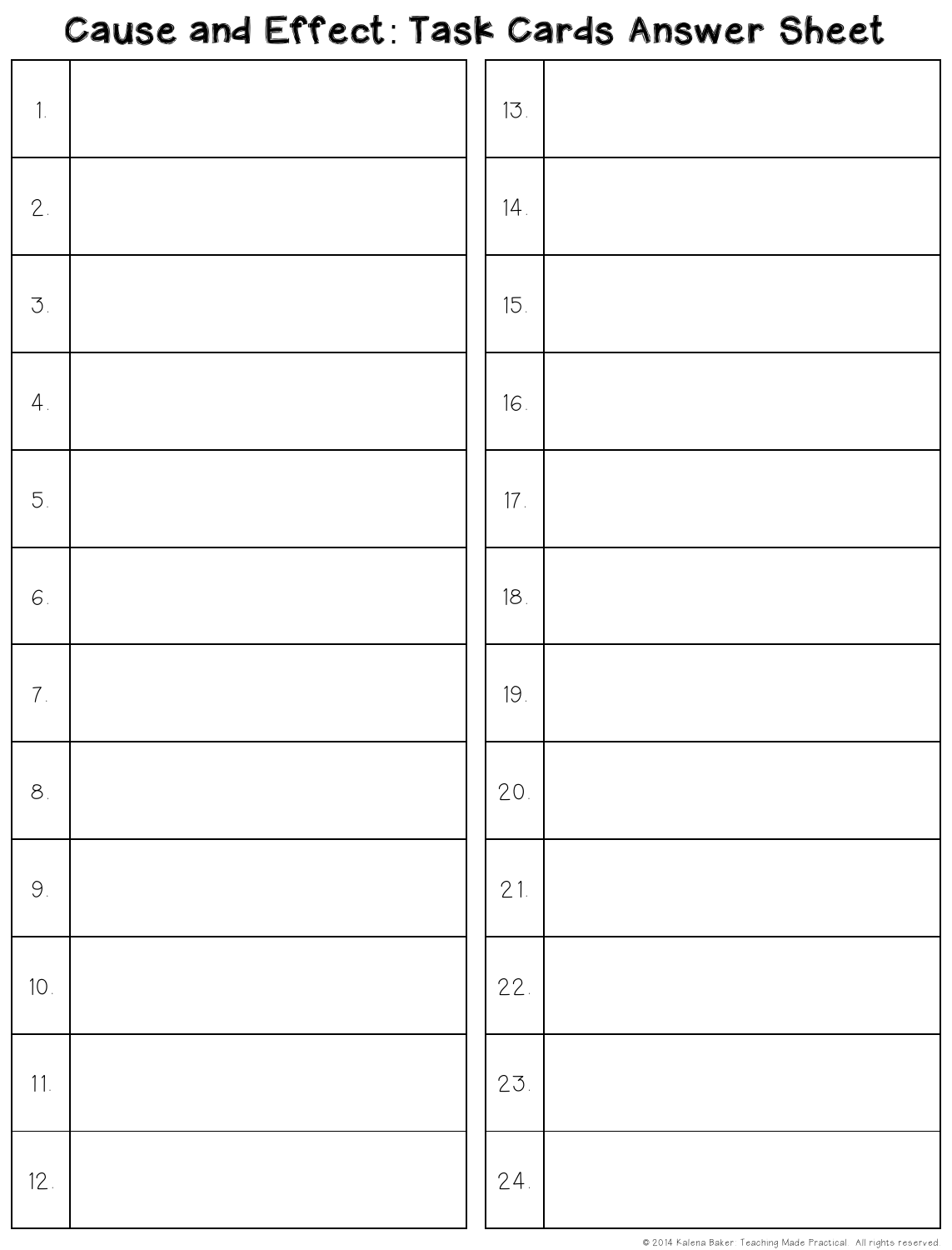# Cause and Effect: Task Cards Answer Sheet

| | | | |
|---|---|---|---|
| 1. | | 13. | |
| 2. | | 14. | |
| 3. | | 15. | |
| 4. | | 16. | |
| 5. | | 17. | |
| 6. | | 18. | |
| 7. | | 19. | |
| 8. | | 20. | |
| 9. | | 21. | |
| 10. | | 22. | |
| 11. | | 23. | |
| 12. | | 24. | |

© 2014 Kalena Baker: Teaching Made Practical. All rights reserved.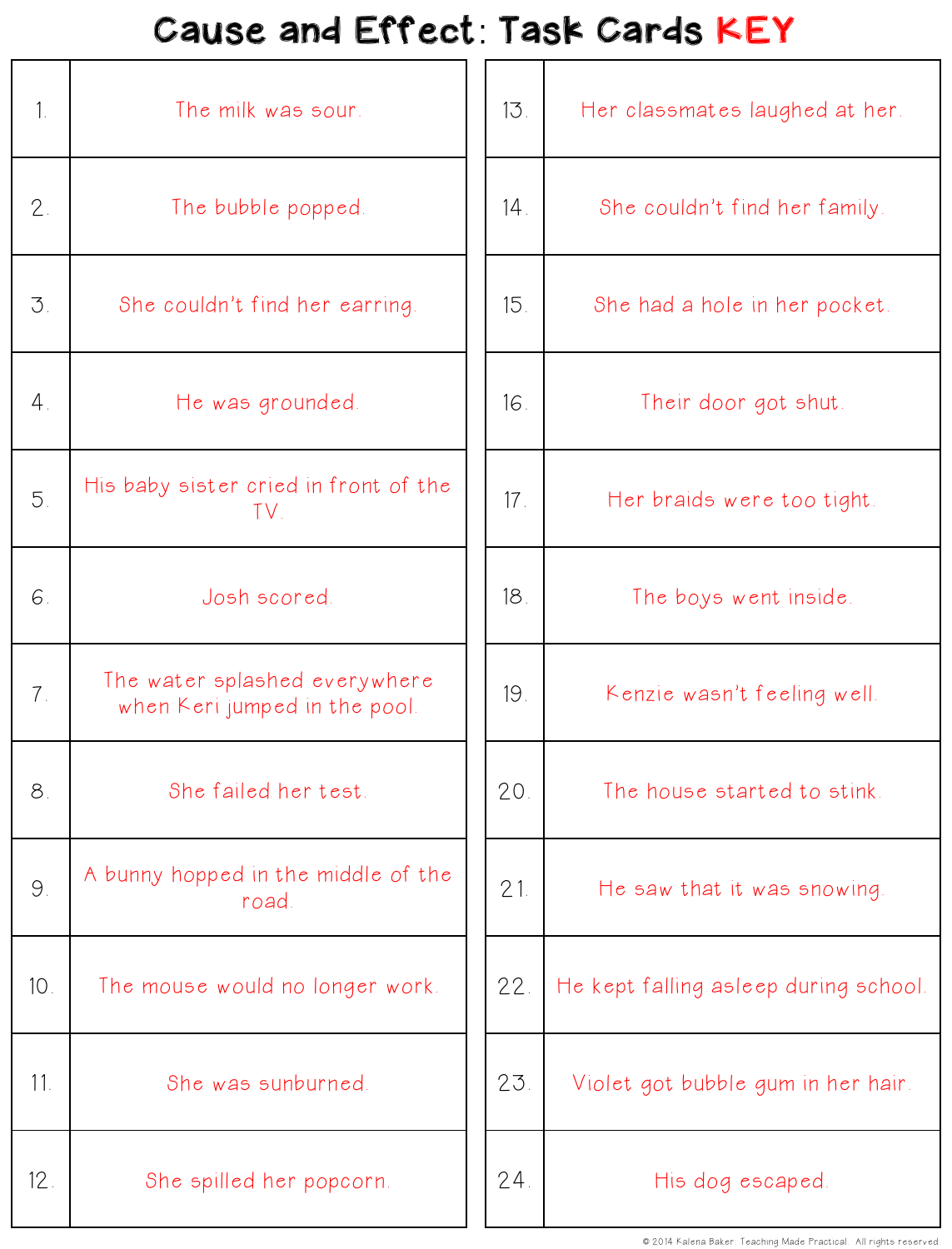# Cause and Effect: Task Cards KEY

| | | | |
|---|---|---|---|
| 1. | The milk was sour. | 13. | Her classmates laughed at her. |
| 2. | The bubble popped. | 14. | She couldn't find her family. |
| 3. | She couldn't find her earring. | 15. | She had a hole in her pocket. |
| 4. | He was grounded. | 16. | Their door got shut. |
| 5. | His baby sister cried in front of the TV. | 17. | Her braids were too tight. |
| 6. | Josh scored. | 18. | The boys went inside. |
| 7. | The water splashed everywhere when Keri jumped in the pool. | 19. | Kenzie wasn't feeling well. |
| 8. | She failed her test. | 20. | The house started to stink. |
| 9. | A bunny hopped in the middle of the road. | 21. | He saw that it was snowing. |
| 10. | The mouse would no longer work. | 22. | He kept falling asleep during school. |
| 11. | She was sunburned. | 23. | Violet got bubble gum in her hair. |
| 12. | She spilled her popcorn. | 24. | His dog escaped. |

© 2014 Kalena Baker Teaching Made Practical All rights reserved